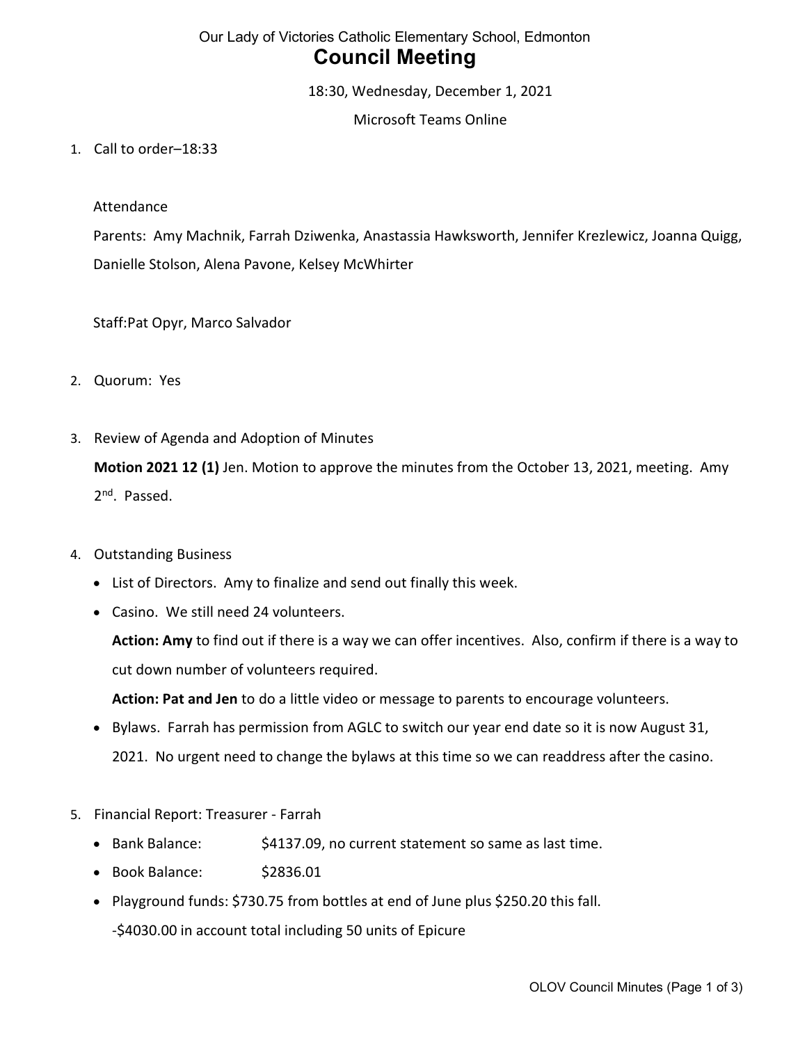Our Lady of Victories Catholic Elementary School, Edmonton

# Council Meeting

18:30, Wednesday, December 1, 2021

Microsoft Teams Online

1. Call to order–18:33

   Attendance

   Parents: Amy Machnik, Farrah Dziwenka, Anastassia Hawksworth, Jennifer Krezlewicz, Joanna Quigg, Danielle Stolson, Alena Pavone, Kelsey McWhirter

   Staff:Pat Opyr, Marco Salvador

2. Quorum: Yes

3. Review of Agenda and Adoption of Minutes

   **Motion 2021 12 (1)** Jen. Motion to approve the minutes from the October 13, 2021, meeting. Amy 2nd. Passed.

4. Outstanding Business
   - List of Directors. Amy to finalize and send out finally this week.
   - Casino. We still need 24 volunteers.

     **Action: Amy** to find out if there is a way we can offer incentives. Also, confirm if there is a way to cut down number of volunteers required.

     **Action: Pat and Jen** to do a little video or message to parents to encourage volunteers.
   - Bylaws. Farrah has permission from AGLC to switch our year end date so it is now August 31, 2021. No urgent need to change the bylaws at this time so we can readdress after the casino.

5. Financial Report: Treasurer - Farrah
   - Bank Balance: $4137.09, no current statement so same as last time.
   - Book Balance: $2836.01
   - Playground funds: $730.75 from bottles at end of June plus $250.20 this fall.

     -$4030.00 in account total including 50 units of Epicure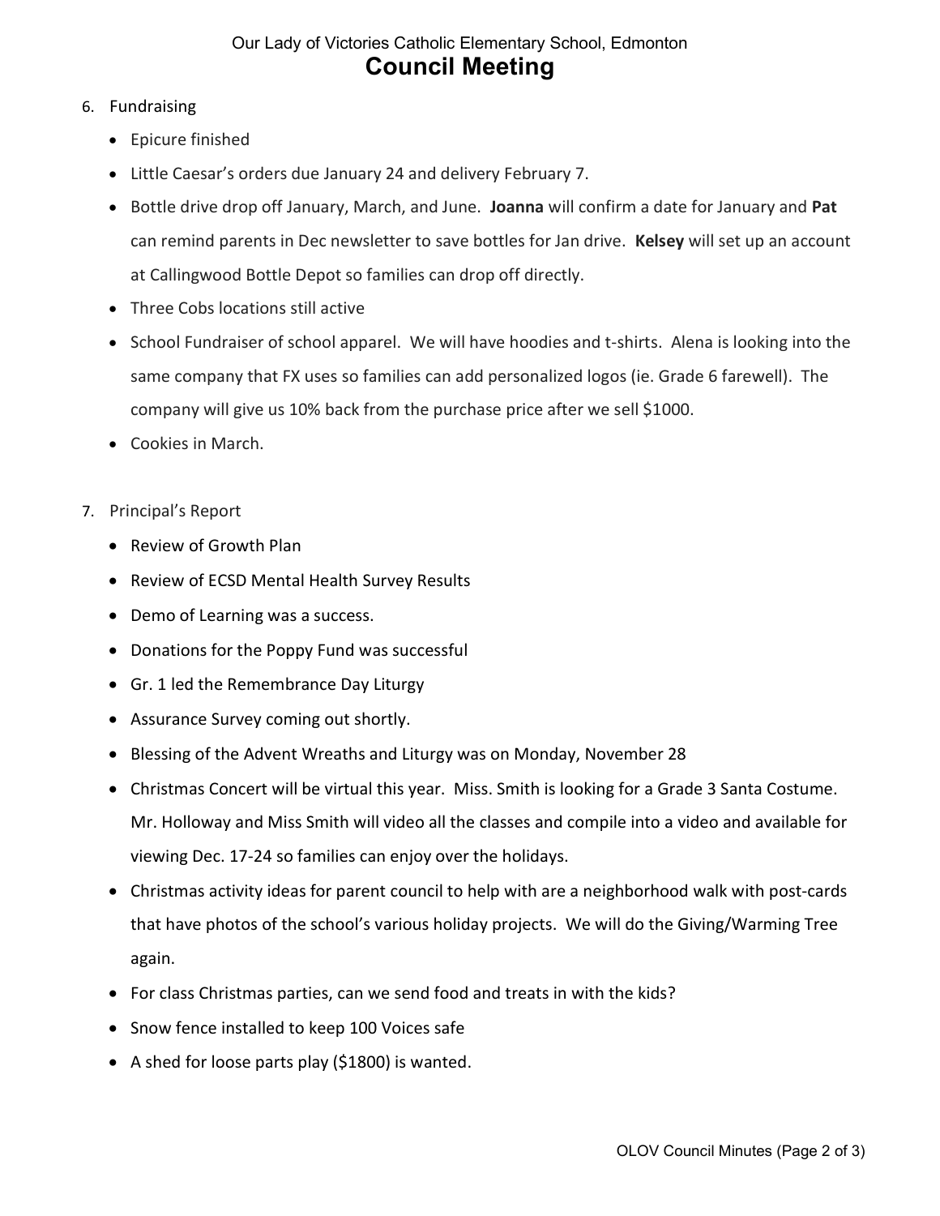Our Lady of Victories Catholic Elementary School, Edmonton

# Council Meeting

6. Fundraising
   - Epicure finished
   - Little Caesar's orders due January 24 and delivery February 7.
   - Bottle drive drop off January, March, and June. **Joanna** will confirm a date for January and **Pat** can remind parents in Dec newsletter to save bottles for Jan drive. **Kelsey** will set up an account at Callingwood Bottle Depot so families can drop off directly.
   - Three Cobs locations still active
   - School Fundraiser of school apparel. We will have hoodies and t-shirts. Alena is looking into the same company that FX uses so families can add personalized logos (ie. Grade 6 farewell). The company will give us 10% back from the purchase price after we sell $1000.
   - Cookies in March.

7. Principal's Report
   - Review of Growth Plan
   - Review of ECSD Mental Health Survey Results
   - Demo of Learning was a success.
   - Donations for the Poppy Fund was successful
   - Gr. 1 led the Remembrance Day Liturgy
   - Assurance Survey coming out shortly.
   - Blessing of the Advent Wreaths and Liturgy was on Monday, November 28
   - Christmas Concert will be virtual this year. Miss. Smith is looking for a Grade 3 Santa Costume. Mr. Holloway and Miss Smith will video all the classes and compile into a video and available for viewing Dec. 17-24 so families can enjoy over the holidays.
   - Christmas activity ideas for parent council to help with are a neighborhood walk with post-cards that have photos of the school's various holiday projects. We will do the Giving/Warming Tree again.
   - For class Christmas parties, can we send food and treats in with the kids?
   - Snow fence installed to keep 100 Voices safe
   - A shed for loose parts play ($1800) is wanted.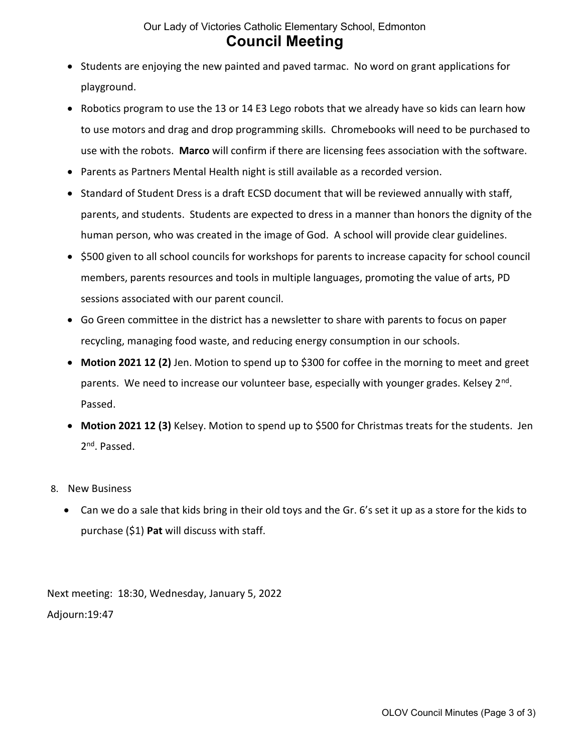- Students are enjoying the new painted and paved tarmac. No word on grant applications for playground.
- Robotics program to use the 13 or 14 E3 Lego robots that we already have so kids can learn how to use motors and drag and drop programming skills. Chromebooks will need to be purchased to use with the robots. **Marco** will confirm if there are licensing fees association with the software.
- Parents as Partners Mental Health night is still available as a recorded version.
- Standard of Student Dress is a draft ECSD document that will be reviewed annually with staff, parents, and students. Students are expected to dress in a manner than honors the dignity of the human person, who was created in the image of God. A school will provide clear guidelines.
- $500 given to all school councils for workshops for parents to increase capacity for school council members, parents resources and tools in multiple languages, promoting the value of arts, PD sessions associated with our parent council.
- Go Green committee in the district has a newsletter to share with parents to focus on paper recycling, managing food waste, and reducing energy consumption in our schools.
- **Motion 2021 12 (2)** Jen. Motion to spend up to $300 for coffee in the morning to meet and greet parents. We need to increase our volunteer base, especially with younger grades. Kelsey 2nd. Passed.
- **Motion 2021 12 (3)** Kelsey. Motion to spend up to $500 for Christmas treats for the students. Jen 2nd. Passed.

8. New Business
   - Can we do a sale that kids bring in their old toys and the Gr. 6's set it up as a store for the kids to purchase ($1) **Pat** will discuss with staff.

Next meeting: 18:30, Wednesday, January 5, 2022

Adjourn:19:47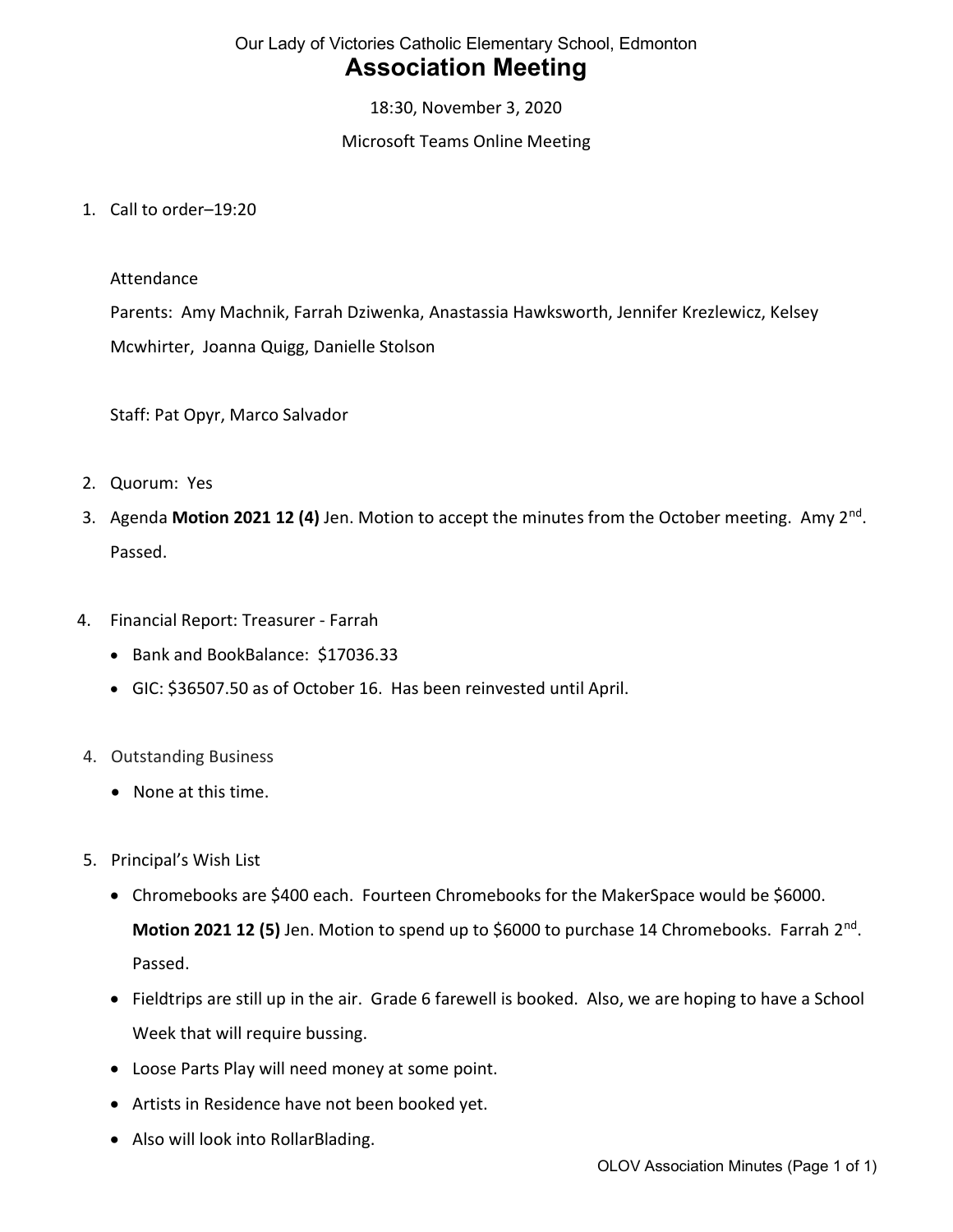Our Lady of Victories Catholic Elementary School, Edmonton

# Association Meeting

18:30, November 3, 2020

Microsoft Teams Online Meeting

1. Call to order–19:20

   Attendance

   Parents: Amy Machnik, Farrah Dziwenka, Anastassia Hawksworth, Jennifer Krezlewicz, Kelsey Mcwhirter, Joanna Quigg, Danielle Stolson

   Staff: Pat Opyr, Marco Salvador

2. Quorum: Yes

3. Agenda **Motion 2021 12 (4)** Jen. Motion to accept the minutes from the October meeting. Amy 2nd. Passed.

4. Financial Report: Treasurer - Farrah
   - Bank and BookBalance: $17036.33
   - GIC: $36507.50 as of October 16. Has been reinvested until April.

4. Outstanding Business
   - None at this time.

5. Principal's Wish List
   - Chromebooks are $400 each. Fourteen Chromebooks for the MakerSpace would be $6000. **Motion 2021 12 (5)** Jen. Motion to spend up to $6000 to purchase 14 Chromebooks. Farrah 2nd. Passed.
   - Fieldtrips are still up in the air. Grade 6 farewell is booked. Also, we are hoping to have a School Week that will require bussing.
   - Loose Parts Play will need money at some point.
   - Artists in Residence have not been booked yet.
   - Also will look into RollarBlading.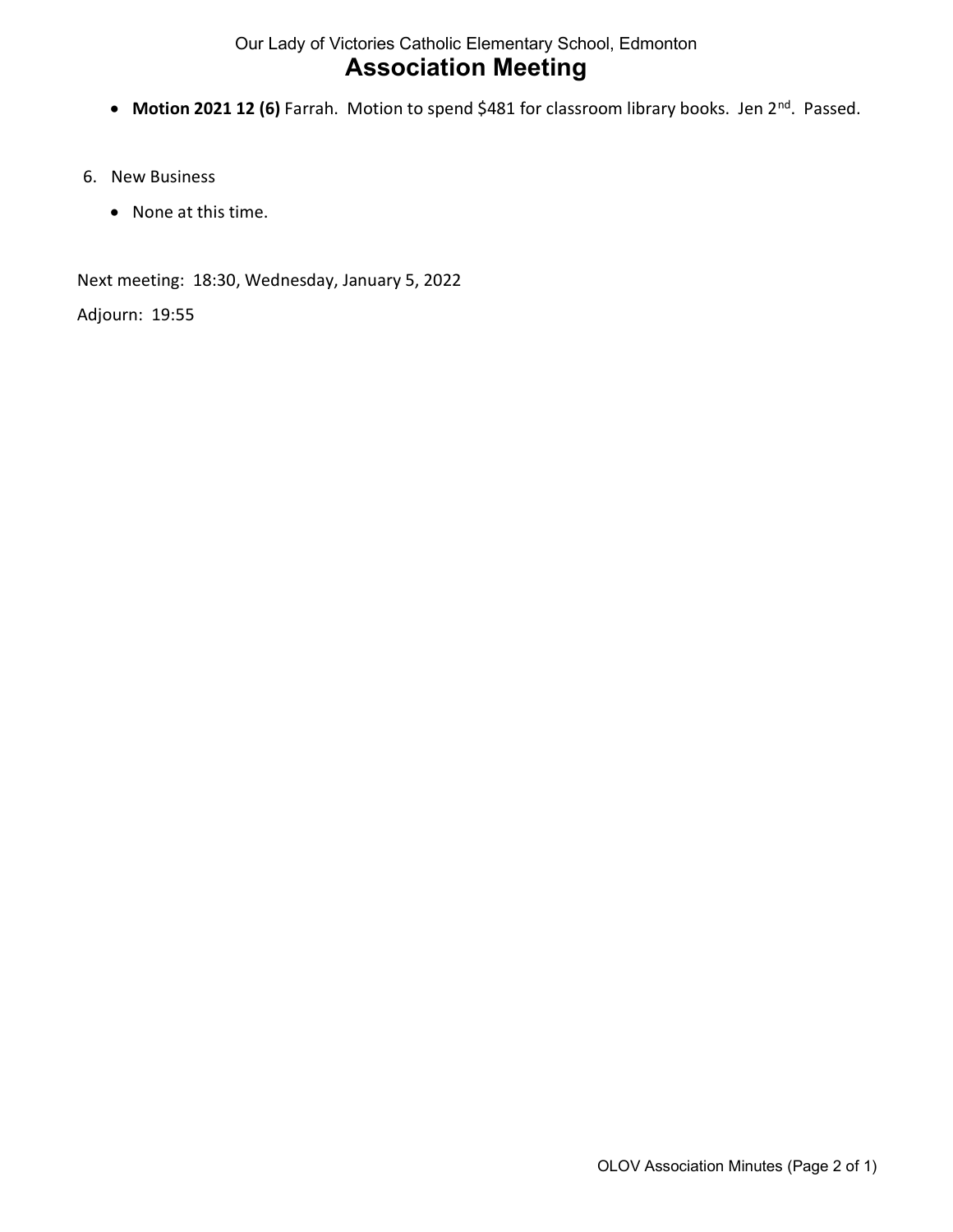- **Motion 2021 12 (6)** Farrah. Motion to spend $481 for classroom library books. Jen 2nd. Passed.

6. New Business
   - None at this time.

Next meeting: 18:30, Wednesday, January 5, 2022

Adjourn: 19:55